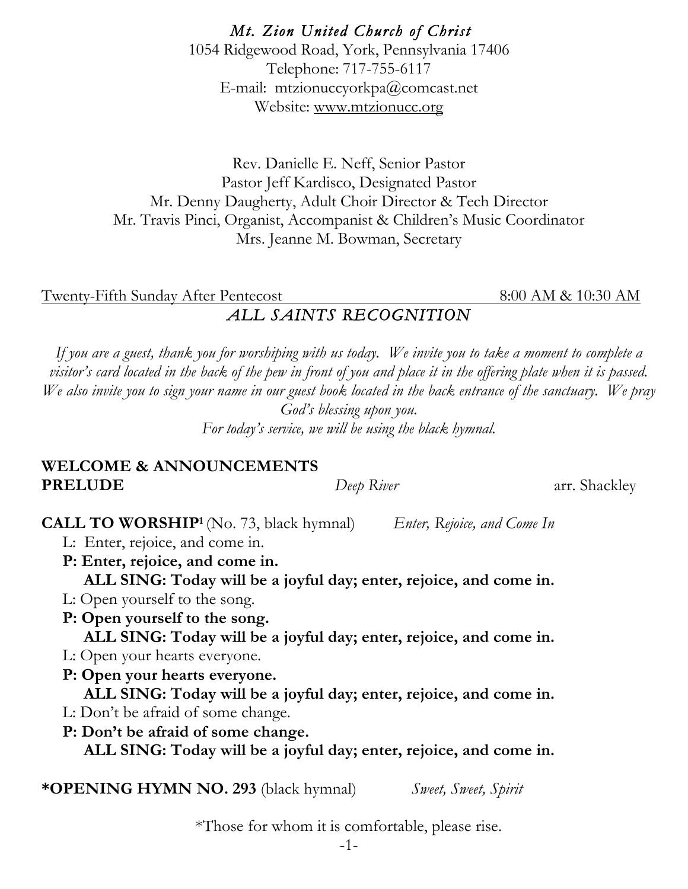*Mt. Zion United Church of Christ*
1054 Ridgewood Road, York, Pennsylvania 17406
Telephone: 717-755-6117
E-mail: mtzionuccyorkpa@comcast.net
Website: www.mtzionucc.org

Rev. Danielle E. Neff, Senior Pastor
Pastor Jeff Kardisco, Designated Pastor
Mr. Denny Daugherty, Adult Choir Director & Tech Director
Mr. Travis Pinci, Organist, Accompanist & Children's Music Coordinator
Mrs. Jeanne M. Bowman, Secretary

Twenty-Fifth Sunday After Pentecost 8:00 AM & 10:30 AM

## *ALL SAINTS RECOGNITION*

*If you are a guest, thank you for worshiping with us today. We invite you to take a moment to complete a visitor's card located in the back of the pew in front of you and place it in the offering plate when it is passed. We also invite you to sign your name in our guest book located in the back entrance of the sanctuary. We pray God's blessing upon you.*
*For today's service, we will be using the black hymnal.*

**WELCOME & ANNOUNCEMENTS**

**PRELUDE** *Deep River* arr. Shackley

**CALL TO WORSHIP**[1] (No. 73, black hymnal) *Enter, Rejoice, and Come In*

L: Enter, rejoice, and come in.
**P: Enter, rejoice, and come in.**
**ALL SING: Today will be a joyful day; enter, rejoice, and come in.**
L: Open yourself to the song.
**P: Open yourself to the song.**
**ALL SING: Today will be a joyful day; enter, rejoice, and come in.**
L: Open your hearts everyone.
**P: Open your hearts everyone.**
**ALL SING: Today will be a joyful day; enter, rejoice, and come in.**
L: Don't be afraid of some change.
**P: Don't be afraid of some change.**
**ALL SING: Today will be a joyful day; enter, rejoice, and come in.**

**\*OPENING HYMN NO. 293** (black hymnal) *Sweet, Sweet, Spirit*

*Those for whom it is comfortable, please rise.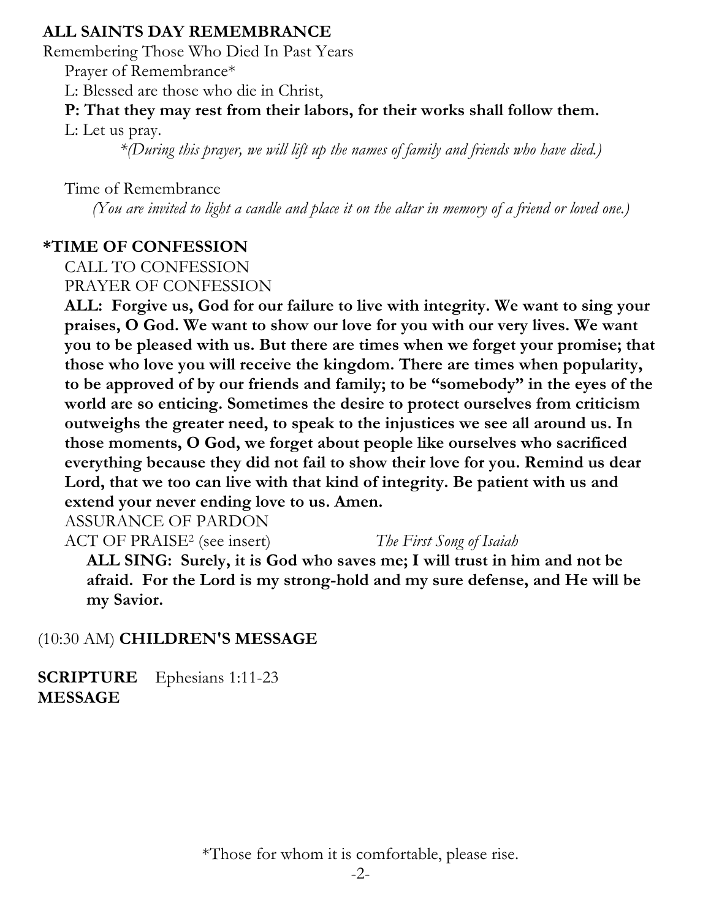## ALL SAINTS DAY REMEMBRANCE

Remembering Those Who Died In Past Years

Prayer of Remembrance*

L: Blessed are those who die in Christ,

**P: That they may rest from their labors, for their works shall follow them.**

L: Let us pray.

*\*(During this prayer, we will lift up the names of family and friends who have died.)*

Time of Remembrance

*(You are invited to light a candle and place it on the altar in memory of a friend or loved one.)*

## *TIME OF CONFESSION

CALL TO CONFESSION

PRAYER OF CONFESSION

**ALL: Forgive us, God for our failure to live with integrity. We want to sing your praises, O God. We want to show our love for you with our very lives. We want you to be pleased with us. But there are times when we forget your promise; that those who love you will receive the kingdom. There are times when popularity, to be approved of by our friends and family; to be "somebody" in the eyes of the world are so enticing. Sometimes the desire to protect ourselves from criticism outweighs the greater need, to speak to the injustices we see all around us. In those moments, O God, we forget about people like ourselves who sacrificed everything because they did not fail to show their love for you. Remind us dear Lord, that we too can live with that kind of integrity. Be patient with us and extend your never ending love to us. Amen.**

ASSURANCE OF PARDON

ACT OF PRAISE[2] (see insert) *The First Song of Isaiah*

**ALL SING: Surely, it is God who saves me; I will trust in him and not be afraid. For the Lord is my strong-hold and my sure defense, and He will be my Savior.**

(10:30 AM) **CHILDREN'S MESSAGE**

**SCRIPTURE** Ephesians 1:11-23

**MESSAGE**

*Those for whom it is comfortable, please rise.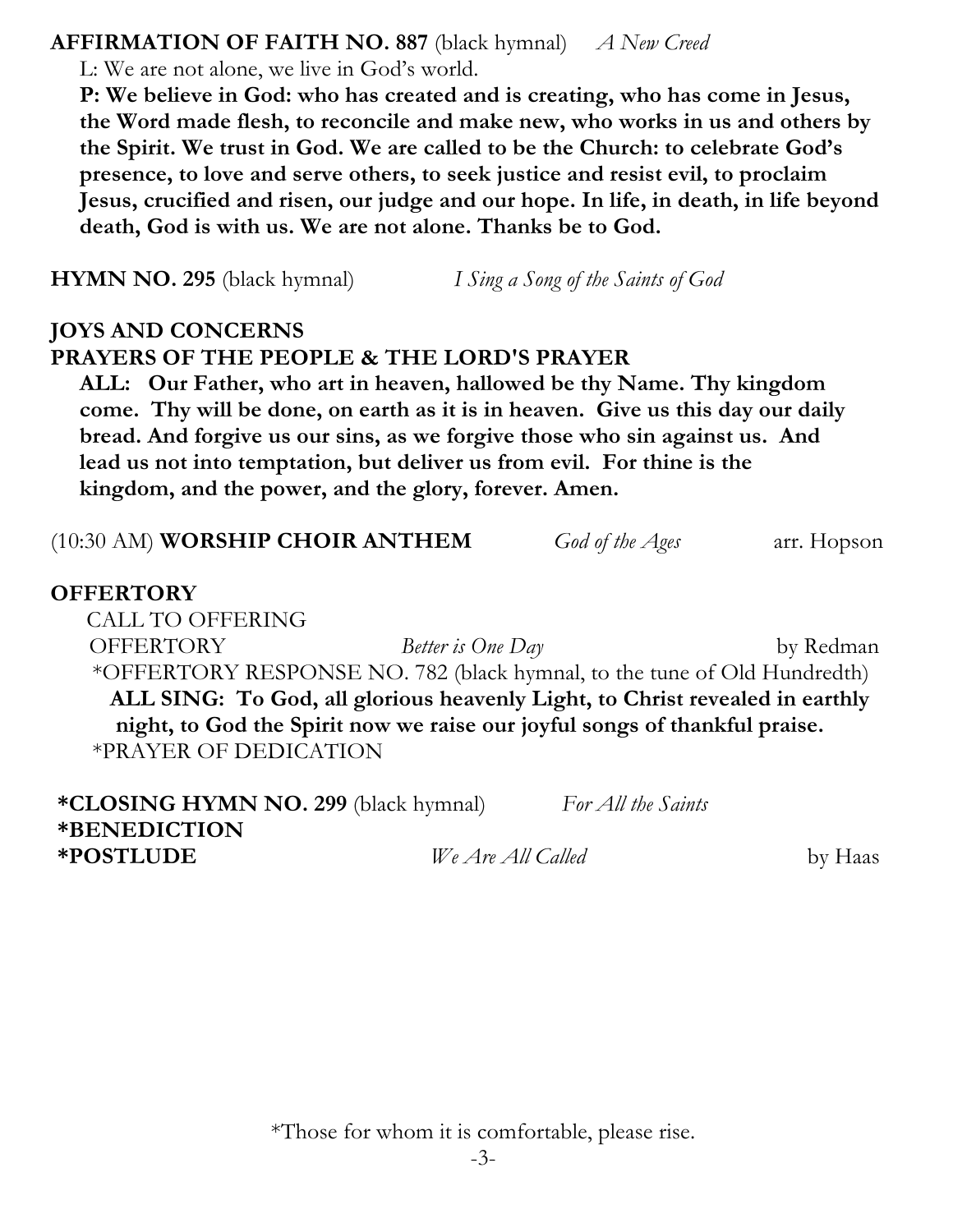**AFFIRMATION OF FAITH NO. 887** (black hymnal) *A New Creed*

L: We are not alone, we live in God's world.

**P: We believe in God: who has created and is creating, who has come in Jesus, the Word made flesh, to reconcile and make new, who works in us and others by the Spirit. We trust in God. We are called to be the Church: to celebrate God's presence, to love and serve others, to seek justice and resist evil, to proclaim Jesus, crucified and risen, our judge and our hope. In life, in death, in life beyond death, God is with us. We are not alone. Thanks be to God.**

**HYMN NO. 295** (black hymnal) *I Sing a Song of the Saints of God*

**JOYS AND CONCERNS**

**PRAYERS OF THE PEOPLE & THE LORD'S PRAYER**

**ALL: Our Father, who art in heaven, hallowed be thy Name. Thy kingdom come. Thy will be done, on earth as it is in heaven. Give us this day our daily bread. And forgive us our sins, as we forgive those who sin against us. And lead us not into temptation, but deliver us from evil. For thine is the kingdom, and the power, and the glory, forever. Amen.**

(10:30 AM) **WORSHIP CHOIR ANTHEM** *God of the Ages* arr. Hopson

**OFFERTORY**

CALL TO OFFERING

OFFERTORY *Better is One Day* by Redman

*OFFERTORY RESPONSE NO. 782 (black hymnal, to the tune of Old Hundredth)

**ALL SING: To God, all glorious heavenly Light, to Christ revealed in earthly night, to God the Spirit now we raise our joyful songs of thankful praise.**

*PRAYER OF DEDICATION

***CLOSING HYMN NO. 299** (black hymnal) *For All the Saints*

***BENEDICTION**

***POSTLUDE** *We Are All Called* by Haas

*Those for whom it is comfortable, please rise.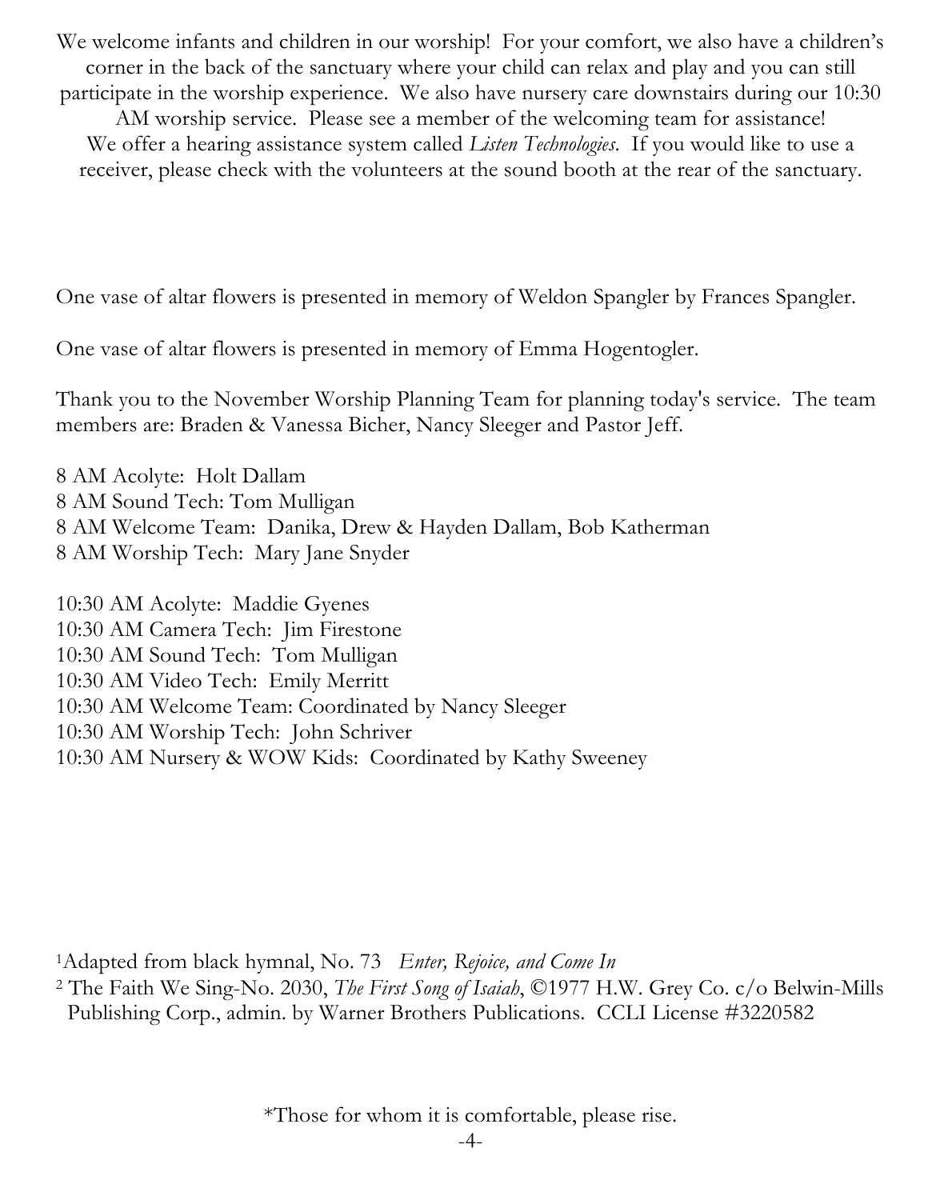We welcome infants and children in our worship! For your comfort, we also have a children's corner in the back of the sanctuary where your child can relax and play and you can still participate in the worship experience. We also have nursery care downstairs during our 10:30 AM worship service. Please see a member of the welcoming team for assistance!
We offer a hearing assistance system called *Listen Technologies*. If you would like to use a receiver, please check with the volunteers at the sound booth at the rear of the sanctuary.

One vase of altar flowers is presented in memory of Weldon Spangler by Frances Spangler.

One vase of altar flowers is presented in memory of Emma Hogentogler.

Thank you to the November Worship Planning Team for planning today's service. The team members are: Braden & Vanessa Bicher, Nancy Sleeger and Pastor Jeff.

8 AM Acolyte: Holt Dallam
8 AM Sound Tech: Tom Mulligan
8 AM Welcome Team: Danika, Drew & Hayden Dallam, Bob Katherman
8 AM Worship Tech: Mary Jane Snyder

10:30 AM Acolyte: Maddie Gyenes
10:30 AM Camera Tech: Jim Firestone
10:30 AM Sound Tech: Tom Mulligan
10:30 AM Video Tech: Emily Merritt
10:30 AM Welcome Team: Coordinated by Nancy Sleeger
10:30 AM Worship Tech: John Schriver
10:30 AM Nursery & WOW Kids: Coordinated by Kathy Sweeney

[1]Adapted from black hymnal, No. 73 *Enter, Rejoice, and Come In*
[2] The Faith We Sing-No. 2030, *The First Song of Isaiah*, ©1977 H.W. Grey Co. c/o Belwin-Mills Publishing Corp., admin. by Warner Brothers Publications. CCLI License #3220582

*Those for whom it is comfortable, please rise.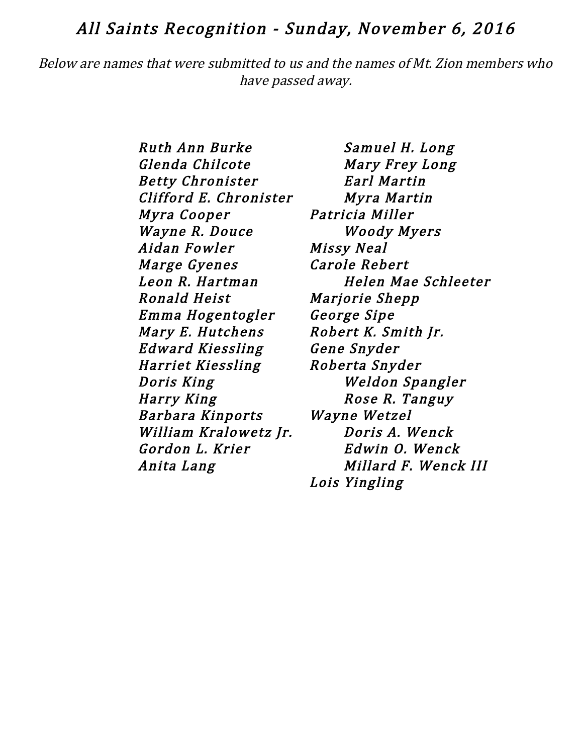# *All Saints Recognition - Sunday, November 6, 2016*

*Below are names that were submitted to us and the names of Mt. Zion members who have passed away.*

*Ruth Ann Burke*
*Glenda Chilcote*
*Betty Chronister*
*Clifford E. Chronister*
*Myra Cooper*
*Wayne R. Douce*
*Aidan Fowler*
*Marge Gyenes*
*Leon R. Hartman*
*Ronald Heist*
*Emma Hogentogler*
*Mary E. Hutchens*
*Edward Kiessling*
*Harriet Kiessling*
*Doris King*
*Harry King*
*Barbara Kinports*
*William Kralowetz Jr.*
*Gordon L. Krier*
*Anita Lang*
*Samuel H. Long*
*Mary Frey Long*
*Earl Martin*
*Myra Martin*
*Patricia Miller*
*Woody Myers*
*Missy Neal*
*Carole Rebert*
*Helen Mae Schleeter*
*Marjorie Shepp*
*George Sipe*
*Robert K. Smith Jr.*
*Gene Snyder*
*Roberta Snyder*
*Weldon Spangler*
*Rose R. Tanguy*
*Wayne Wetzel*
*Doris A. Wenck*
*Edwin O. Wenck*
*Millard F. Wenck III*
*Lois Yingling*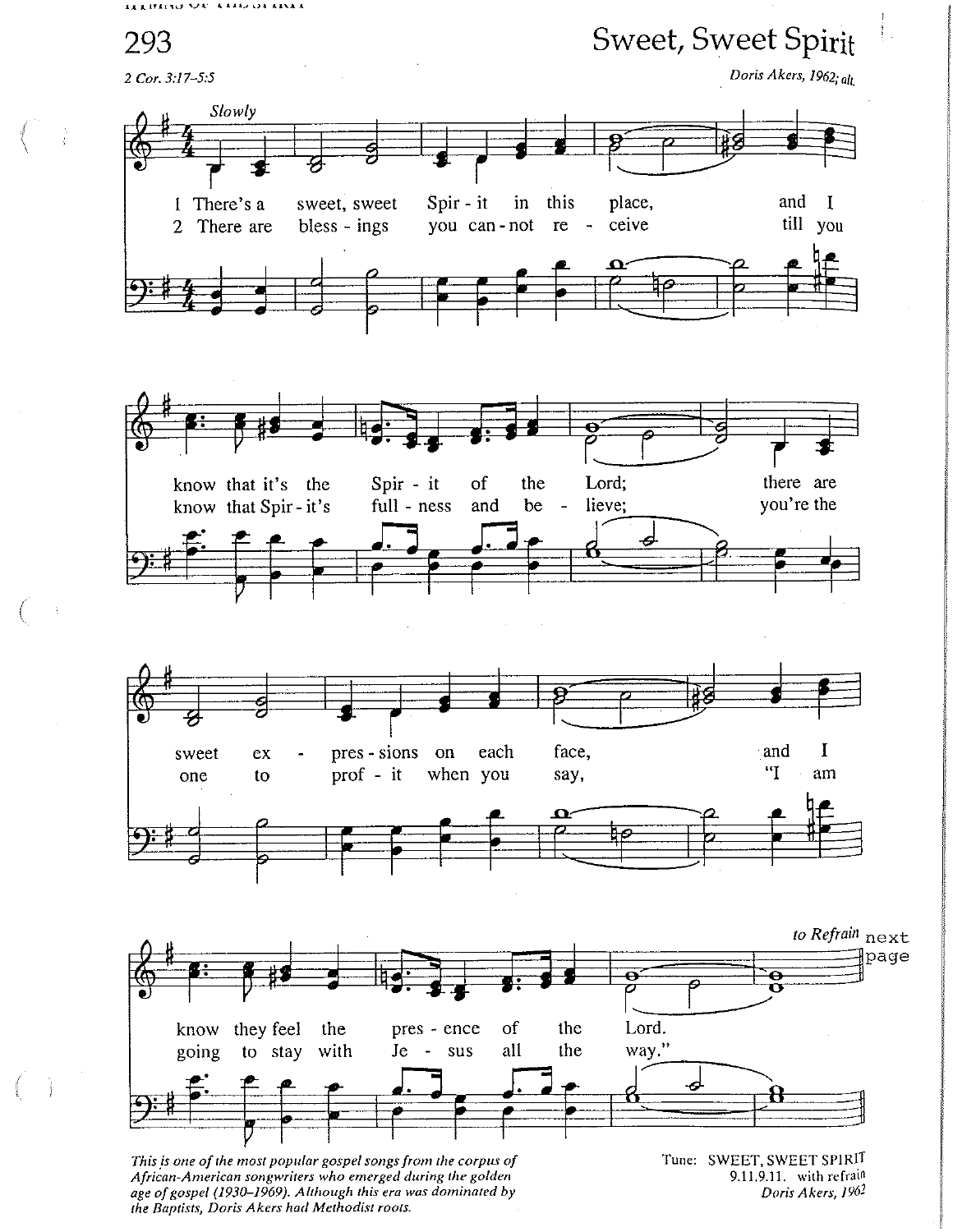# 293 Sweet, Sweet Spirit

*2 Cor. 3:17–5:5*

*Doris Akers, 1962; alt.*

*Slowly*

1 There's a sweet, sweet Spir - it in this place, and I know that it's the Spir - it of the Lord; there are sweet ex - pres - sions on each face, and I know they feel the pres - ence of the Lord.

2 There are bless - ings you can - not re - ceive till you know that Spir - it's full - ness and be - lieve; you're the one to prof - it when you say, "I am going to stay with Je - sus all the way."

*to Refrain* next page

*This is one of the most popular gospel songs from the corpus of African-American songwriters who emerged during the golden age of gospel (1930–1969). Although this era was dominated by the Baptists, Doris Akers had Methodist roots.*

Tune: SWEET, SWEET SPIRIT
9.11.9.11. with refrain
*Doris Akers, 1962*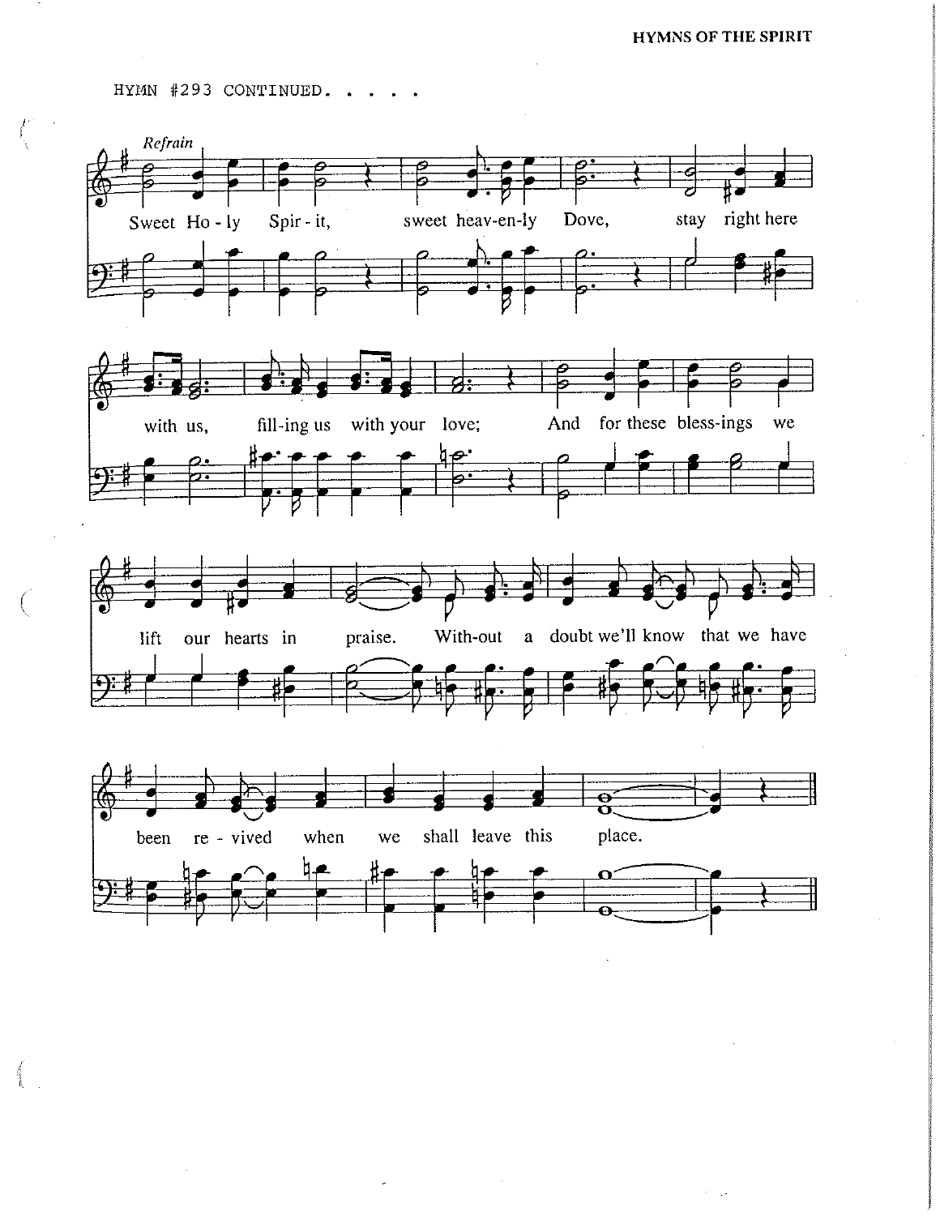HYMN #293 CONTINUED. . . . .

*Refrain*

Sweet Ho - ly Spir - it, sweet heav-en-ly Dove, stay right here with us, fill-ing us with your love; And for these bless-ings we lift our hearts in praise. With-out a doubt we'll know that we have been re - vived when we shall leave this place.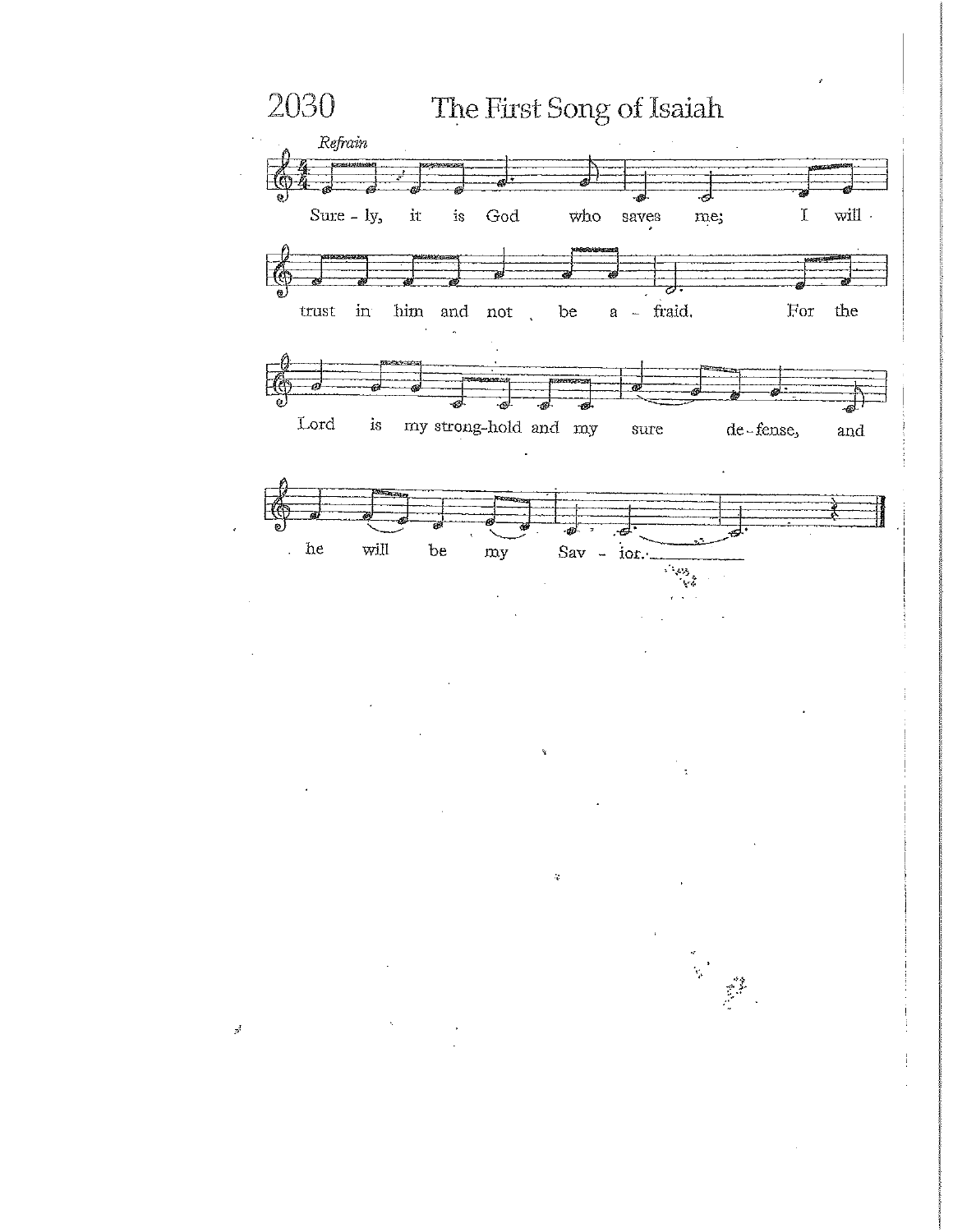# 2030 The First Song of Isaiah

*Refrain*

Sure - ly, it is God who saves me; I will trust in him and not be a - fraid. For the Lord is my strong-hold and my sure de - fense, and he will be my Sav - ior.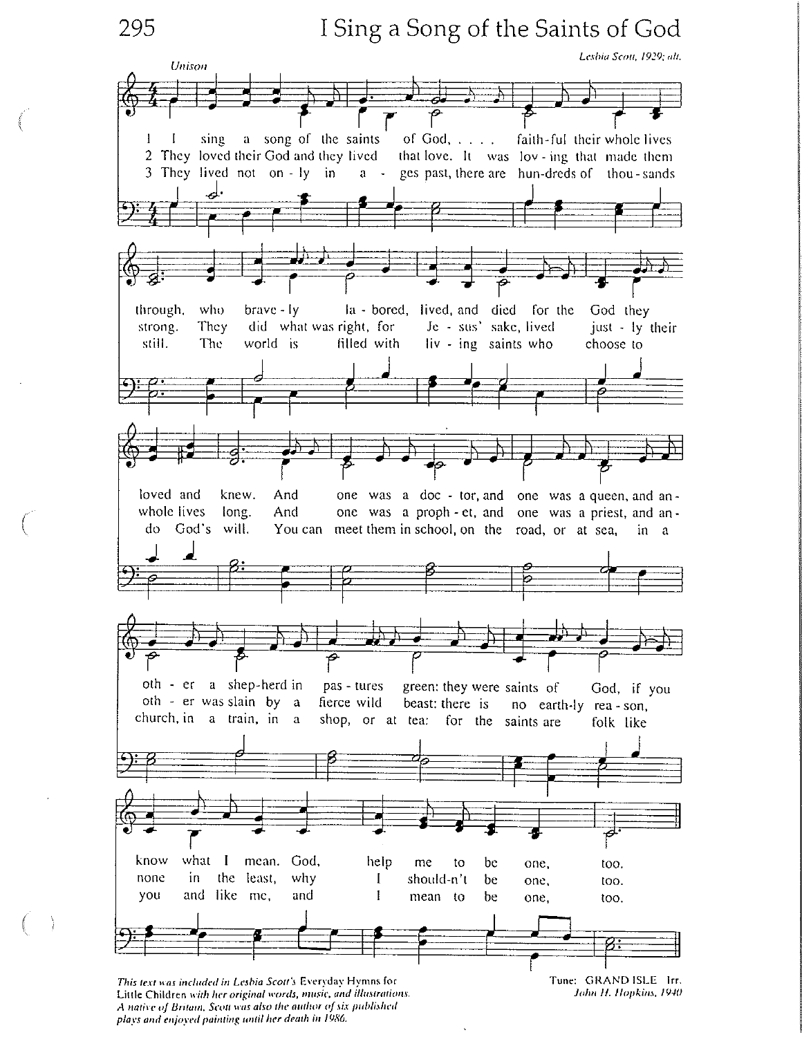# I Sing a Song of the Saints of God

*Leslia Scott, 1929; alt.*

Unison

1 I sing a song of the saints of God, faith-ful their whole lives through, who brave-ly la-bored, lived, and died for the God they loved and knew. And one was a doc-tor, and one was a queen, and an-oth-er a shep-herd in pas-tures green: they were saints of God, if you know what I mean. God, help me to be one, too.

2 They loved their God and they lived that love. It was lov-ing that made them strong. They did what was right, for Je-sus' sake, lived just-ly their whole lives long. And one was a proph-et, and one was a priest, and an-oth-er was slain by a fierce wild beast: there is no earth-ly rea-son, none in the least, why I should-n't be one, too.

3 They lived not on-ly in a-ges past, there are hun-dreds of thou-sands still. The world is filled with liv-ing saints who choose to do God's will. You can meet them in school, on the road, or at sea, in a church, in a train, in a shop, or at tea: for the saints are folk like you and like me, and I mean to be one, too.

*This text was included in Lesbia Scott's* Everyday Hymns for Little Children *with her original words, music, and illustrations. A native of Britain, Scott was also the author of six published plays and enjoyed painting until her death in 1986.*

Tune: GRAND ISLE Irr.
*John H. Hopkins, 1940*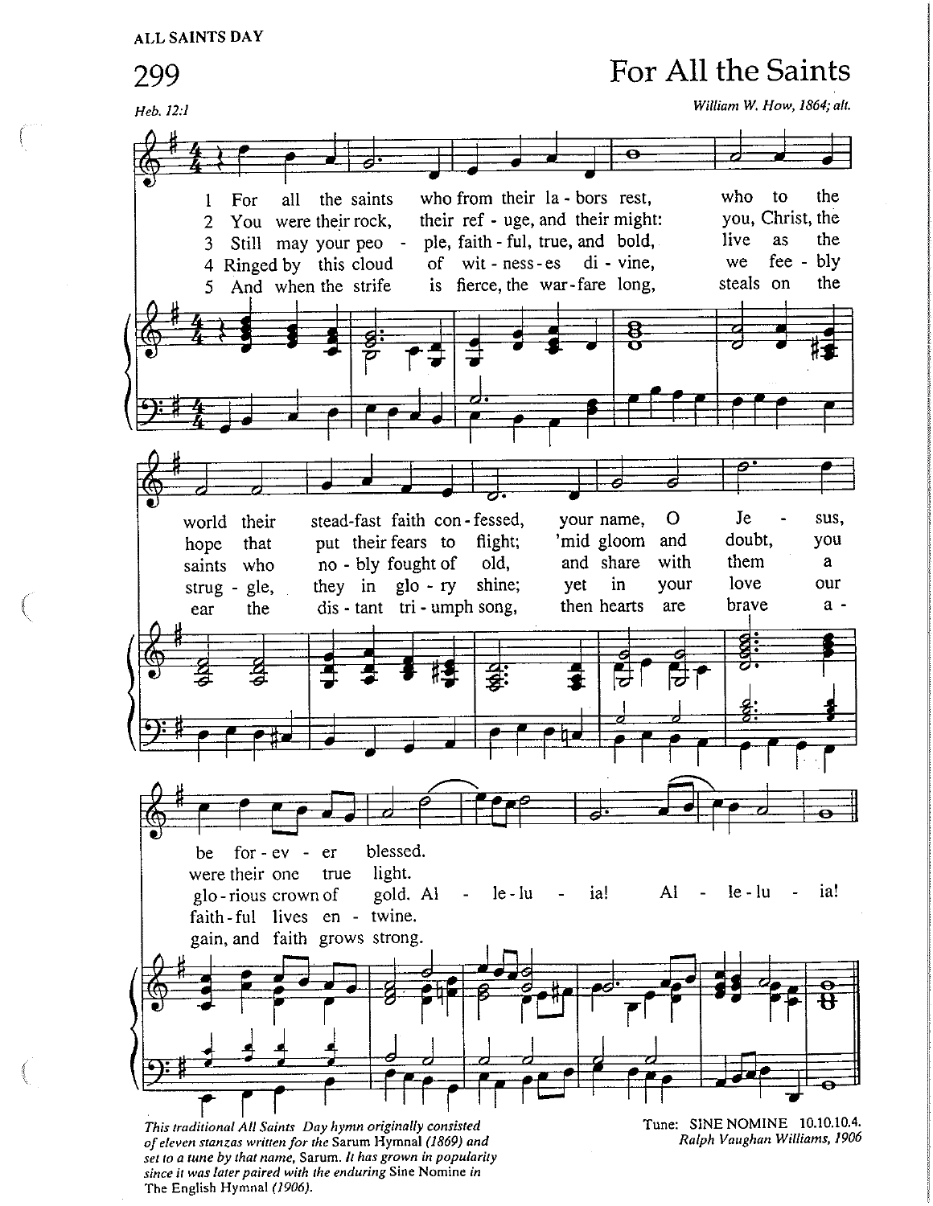ALL SAINTS DAY

# 299 For All the Saints

*Heb. 12:1*

*William W. How, 1864; alt.*

1 For all the saints who from their labors rest, who to the world their steadfast faith confessed, your name, O Jesus, be forever blessed. Alleluia! Alleluia!

2 You were their rock, their refuge, and their might: you, Christ, the hope that put their fears to flight; 'mid gloom and doubt, you were their one true light. Alleluia! Alleluia!

3 Still may your people, faithful, true, and bold, live as the saints who nobly fought of old, and share with them a glorious crown of gold. Alleluia! Alleluia!

4 Ringed by this cloud of witnesses divine, we feebly struggle, they in glory shine; yet in your love our faithful lives entwine. Alleluia! Alleluia!

5 And when the strife is fierce, the warfare long, steals on the ear the distant triumph song, then hearts are brave again, and faith grows strong. Alleluia! Alleluia!

*This traditional All Saints Day hymn originally consisted of eleven stanzas written for the* Sarum Hymnal *(1869) and set to a tune by that name,* Sarum. *It has grown in popularity since it was later paired with the enduring* Sine Nomine *in* The English Hymnal *(1906).*

Tune: SINE NOMINE 10.10.10.4.
*Ralph Vaughan Williams, 1906*